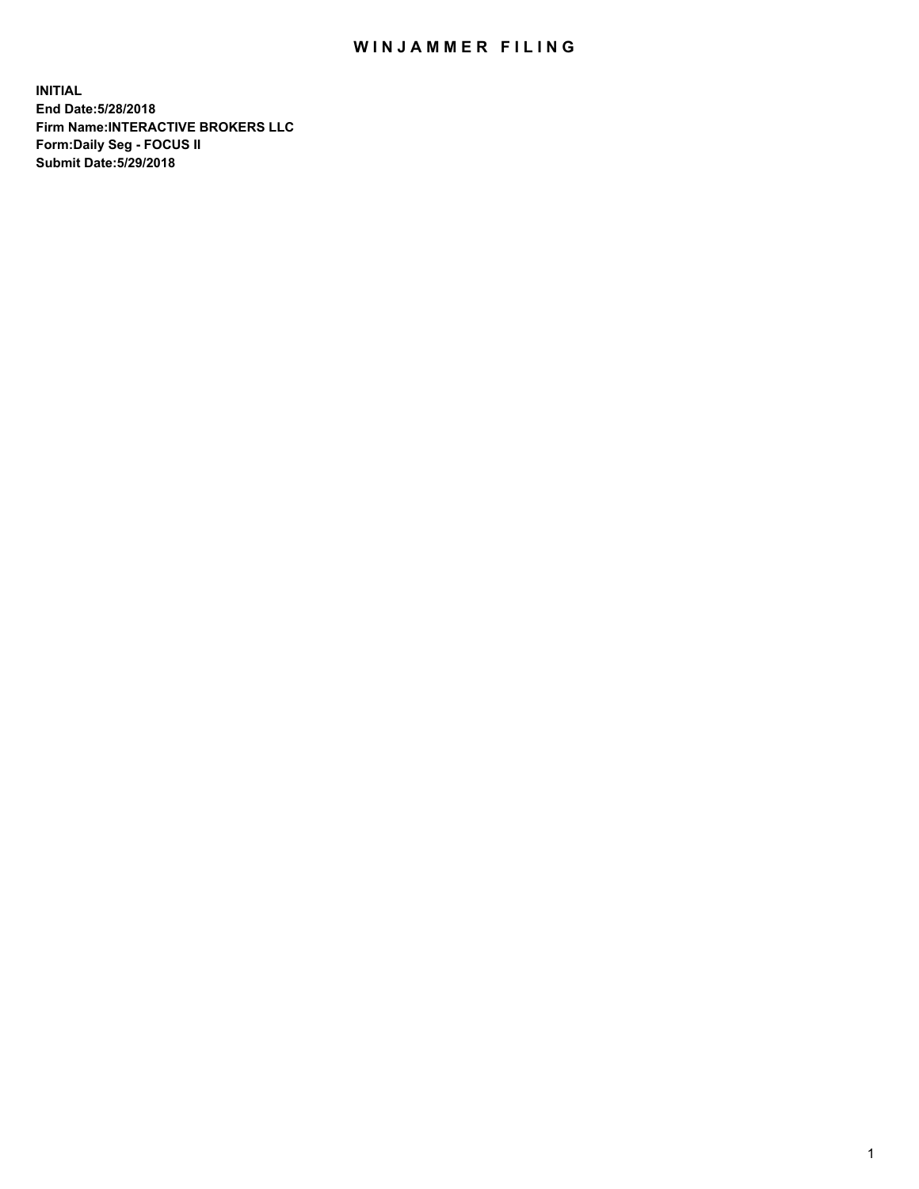# WINJAMMER FILING

**INITIAL**
**End Date:5/28/2018**
**Firm Name:INTERACTIVE BROKERS LLC**
**Form:Daily Seg - FOCUS II**
**Submit Date:5/29/2018**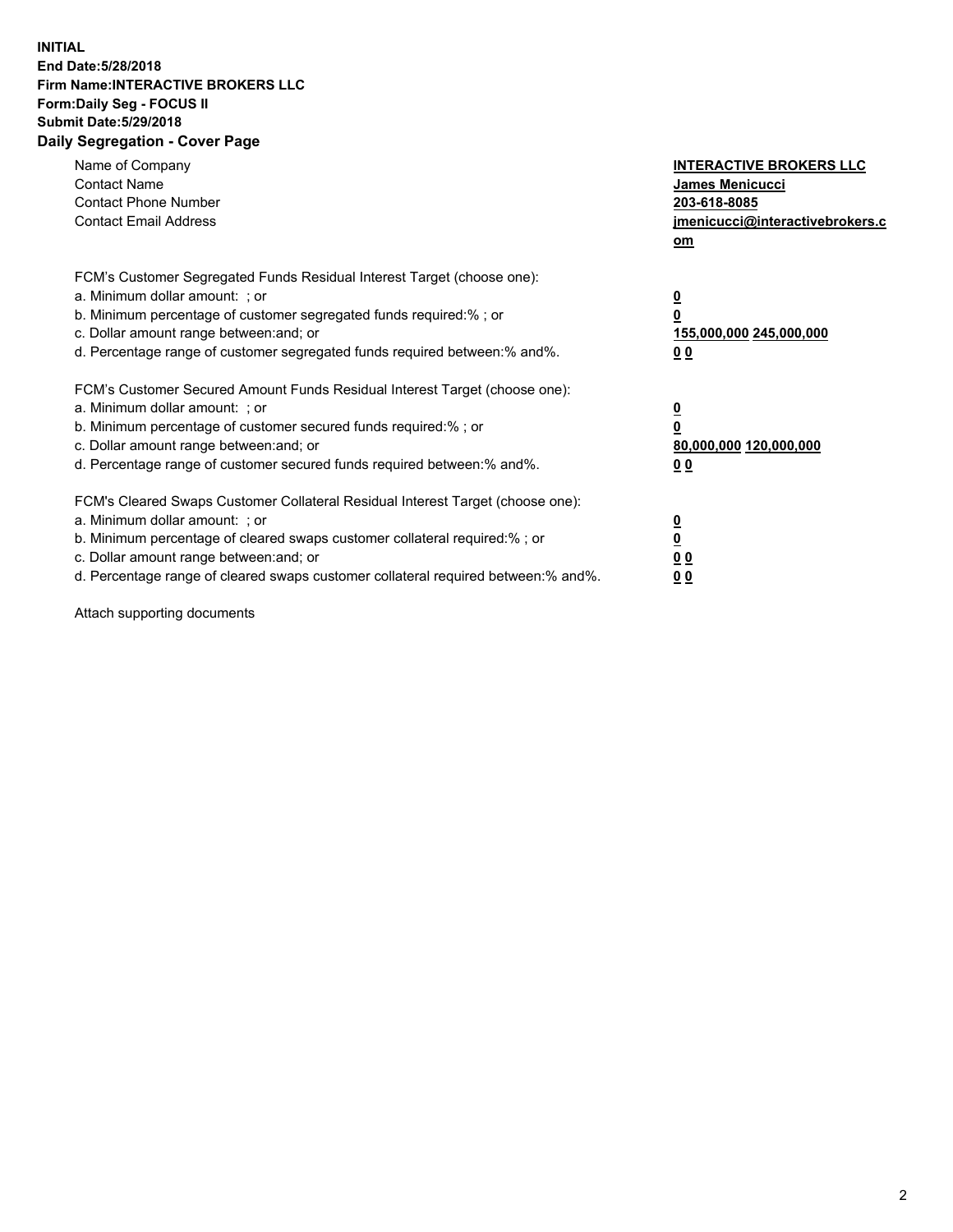**INITIAL**
**End Date:5/28/2018**
**Firm Name:INTERACTIVE BROKERS LLC**
**Form:Daily Seg - FOCUS II**
**Submit Date:5/29/2018**
**Daily Segregation - Cover Page**

| | |
|---|---|
| Name of Company | **INTERACTIVE BROKERS LLC** |
| Contact Name | **James Menicucci** |
| Contact Phone Number | **203-618-8085** |
| Contact Email Address | **jmenicucci@interactivebrokers.com** |

FCM's Customer Segregated Funds Residual Interest Target (choose one):

| | |
|---|---|
| a. Minimum dollar amount: ; or | **0** |
| b. Minimum percentage of customer segregated funds required:% ; or | **0** |
| c. Dollar amount range between:and; or | **155,000,000 245,000,000** |
| d. Percentage range of customer segregated funds required between:% and%. | **0 0** |

FCM's Customer Secured Amount Funds Residual Interest Target (choose one):

| | |
|---|---|
| a. Minimum dollar amount: ; or | **0** |
| b. Minimum percentage of customer secured funds required:% ; or | **0** |
| c. Dollar amount range between:and; or | **80,000,000 120,000,000** |
| d. Percentage range of customer secured funds required between:% and%. | **0 0** |

FCM's Cleared Swaps Customer Collateral Residual Interest Target (choose one):

| | |
|---|---|
| a. Minimum dollar amount: ; or | **0** |
| b. Minimum percentage of cleared swaps customer collateral required:% ; or | **0** |
| c. Dollar amount range between:and; or | **0 0** |
| d. Percentage range of cleared swaps customer collateral required between:% and%. | **0 0** |

Attach supporting documents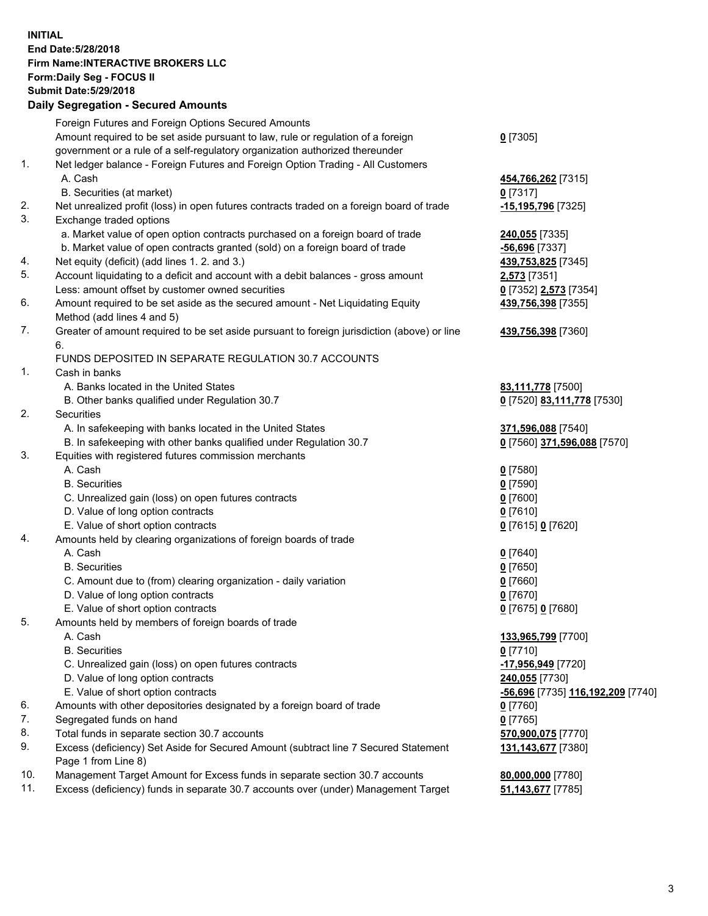**INITIAL**
**End Date:5/28/2018**
**Firm Name:INTERACTIVE BROKERS LLC**
**Form:Daily Seg - FOCUS II**
**Submit Date:5/29/2018**
**Daily Segregation - Secured Amounts**

| | | |
|---|---|---|
| | Foreign Futures and Foreign Options Secured Amounts | |
| | Amount required to be set aside pursuant to law, rule or regulation of a foreign government or a rule of a self-regulatory organization authorized thereunder | **0** [7305] |
| 1. | Net ledger balance - Foreign Futures and Foreign Option Trading - All Customers | |
| | A. Cash | **454,766,262** [7315] |
| | B. Securities (at market) | **0** [7317] |
| 2. | Net unrealized profit (loss) in open futures contracts traded on a foreign board of trade | **-15,195,796** [7325] |
| 3. | Exchange traded options | |
| | a. Market value of open option contracts purchased on a foreign board of trade | **240,055** [7335] |
| | b. Market value of open contracts granted (sold) on a foreign board of trade | **-56,696** [7337] |
| 4. | Net equity (deficit) (add lines 1. 2. and 3.) | **439,753,825** [7345] |
| 5. | Account liquidating to a deficit and account with a debit balances - gross amount | **2,573** [7351] |
| | Less: amount offset by customer owned securities | **0** [7352] **2,573** [7354] |
| 6. | Amount required to be set aside as the secured amount - Net Liquidating Equity Method (add lines 4 and 5) | **439,756,398** [7355] |
| 7. | Greater of amount required to be set aside pursuant to foreign jurisdiction (above) or line 6. | **439,756,398** [7360] |
| | FUNDS DEPOSITED IN SEPARATE REGULATION 30.7 ACCOUNTS | |
| 1. | Cash in banks | |
| | A. Banks located in the United States | **83,111,778** [7500] |
| | B. Other banks qualified under Regulation 30.7 | **0** [7520] **83,111,778** [7530] |
| 2. | Securities | |
| | A. In safekeeping with banks located in the United States | **371,596,088** [7540] |
| | B. In safekeeping with other banks qualified under Regulation 30.7 | **0** [7560] **371,596,088** [7570] |
| 3. | Equities with registered futures commission merchants | |
| | A. Cash | **0** [7580] |
| | B. Securities | **0** [7590] |
| | C. Unrealized gain (loss) on open futures contracts | **0** [7600] |
| | D. Value of long option contracts | **0** [7610] |
| | E. Value of short option contracts | **0** [7615] **0** [7620] |
| 4. | Amounts held by clearing organizations of foreign boards of trade | |
| | A. Cash | **0** [7640] |
| | B. Securities | **0** [7650] |
| | C. Amount due to (from) clearing organization - daily variation | **0** [7660] |
| | D. Value of long option contracts | **0** [7670] |
| | E. Value of short option contracts | **0** [7675] **0** [7680] |
| 5. | Amounts held by members of foreign boards of trade | |
| | A. Cash | **133,965,799** [7700] |
| | B. Securities | **0** [7710] |
| | C. Unrealized gain (loss) on open futures contracts | **-17,956,949** [7720] |
| | D. Value of long option contracts | **240,055** [7730] |
| | E. Value of short option contracts | **-56,696** [7735] **116,192,209** [7740] |
| 6. | Amounts with other depositories designated by a foreign board of trade | **0** [7760] |
| 7. | Segregated funds on hand | **0** [7765] |
| 8. | Total funds in separate section 30.7 accounts | **570,900,075** [7770] |
| 9. | Excess (deficiency) Set Aside for Secured Amount (subtract line 7 Secured Statement Page 1 from Line 8) | **131,143,677** [7380] |
| 10. | Management Target Amount for Excess funds in separate section 30.7 accounts | **80,000,000** [7780] |
| 11. | Excess (deficiency) funds in separate 30.7 accounts over (under) Management Target | **51,143,677** [7785] |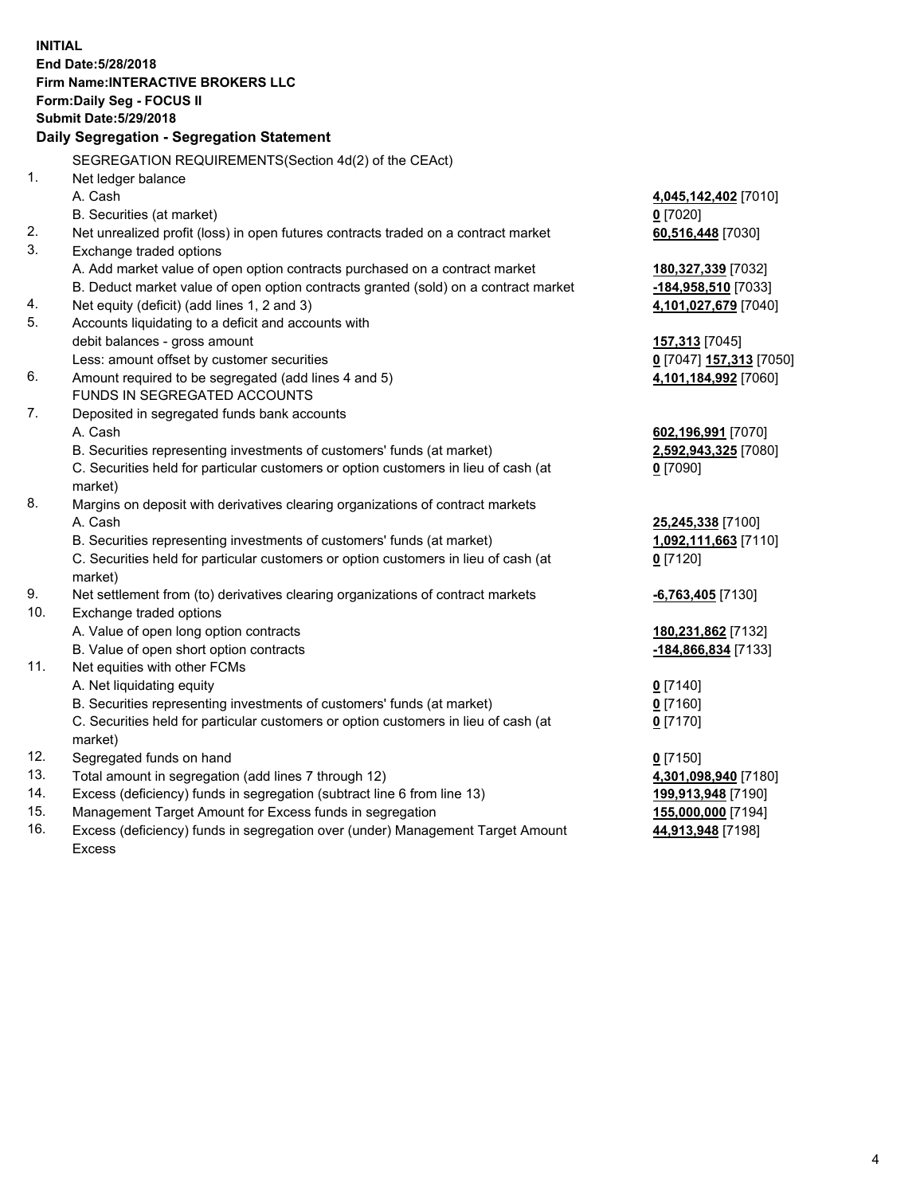**INITIAL**
**End Date:5/28/2018**
**Firm Name:INTERACTIVE BROKERS LLC**
**Form:Daily Seg - FOCUS II**
**Submit Date:5/29/2018**

### Daily Segregation - Segregation Statement

SEGREGATION REQUIREMENTS(Section 4d(2) of the CEAct)

| | | |
|---|---|---|
| 1. | Net ledger balance | |
| | A. Cash | **4,045,142,402** [7010] |
| | B. Securities (at market) | **0** [7020] |
| 2. | Net unrealized profit (loss) in open futures contracts traded on a contract market | **60,516,448** [7030] |
| 3. | Exchange traded options | |
| | A. Add market value of open option contracts purchased on a contract market | **180,327,339** [7032] |
| | B. Deduct market value of open option contracts granted (sold) on a contract market | **-184,958,510** [7033] |
| 4. | Net equity (deficit) (add lines 1, 2 and 3) | **4,101,027,679** [7040] |
| 5. | Accounts liquidating to a deficit and accounts with debit balances - gross amount | **157,313** [7045] |
| | Less: amount offset by customer securities | **0** [7047] **157,313** [7050] |
| 6. | Amount required to be segregated (add lines 4 and 5) | **4,101,184,992** [7060] |
| | FUNDS IN SEGREGATED ACCOUNTS | |
| 7. | Deposited in segregated funds bank accounts | |
| | A. Cash | **602,196,991** [7070] |
| | B. Securities representing investments of customers' funds (at market) | **2,592,943,325** [7080] |
| | C. Securities held for particular customers or option customers in lieu of cash (at market) | **0** [7090] |
| 8. | Margins on deposit with derivatives clearing organizations of contract markets | |
| | A. Cash | **25,245,338** [7100] |
| | B. Securities representing investments of customers' funds (at market) | **1,092,111,663** [7110] |
| | C. Securities held for particular customers or option customers in lieu of cash (at market) | **0** [7120] |
| 9. | Net settlement from (to) derivatives clearing organizations of contract markets | **-6,763,405** [7130] |
| 10. | Exchange traded options | |
| | A. Value of open long option contracts | **180,231,862** [7132] |
| | B. Value of open short option contracts | **-184,866,834** [7133] |
| 11. | Net equities with other FCMs | |
| | A. Net liquidating equity | **0** [7140] |
| | B. Securities representing investments of customers' funds (at market) | **0** [7160] |
| | C. Securities held for particular customers or option customers in lieu of cash (at market) | **0** [7170] |
| 12. | Segregated funds on hand | **0** [7150] |
| 13. | Total amount in segregation (add lines 7 through 12) | **4,301,098,940** [7180] |
| 14. | Excess (deficiency) funds in segregation (subtract line 6 from line 13) | **199,913,948** [7190] |
| 15. | Management Target Amount for Excess funds in segregation | **155,000,000** [7194] |
| 16. | Excess (deficiency) funds in segregation over (under) Management Target Amount Excess | **44,913,948** [7198] |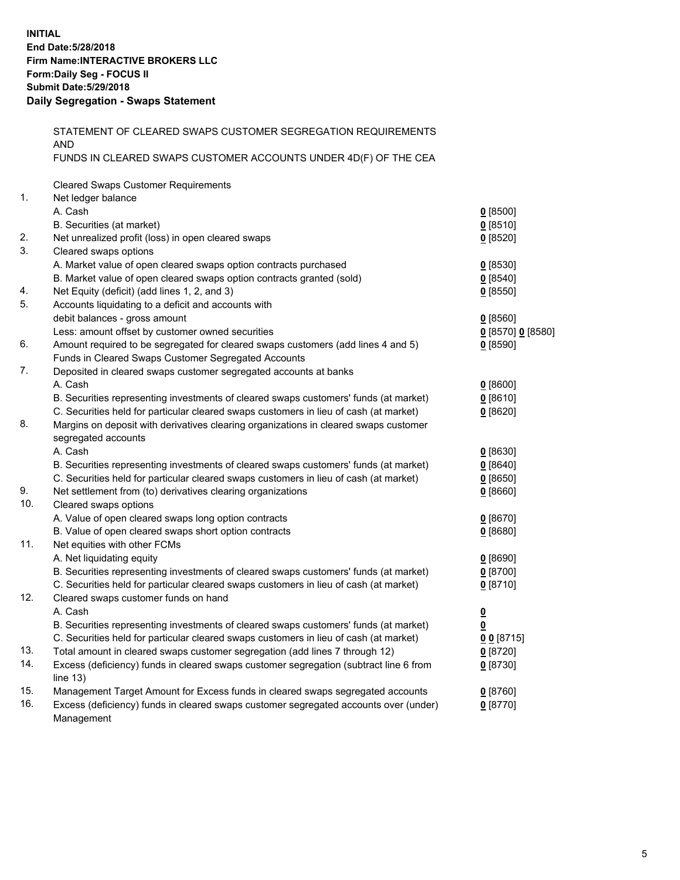**INITIAL**
**End Date:5/28/2018**
**Firm Name:INTERACTIVE BROKERS LLC**
**Form:Daily Seg - FOCUS II**
**Submit Date:5/29/2018**
**Daily Segregation - Swaps Statement**

STATEMENT OF CLEARED SWAPS CUSTOMER SEGREGATION REQUIREMENTS AND FUNDS IN CLEARED SWAPS CUSTOMER ACCOUNTS UNDER 4D(F) OF THE CEA

| | | |
|---|---|---|
| | Cleared Swaps Customer Requirements | |
| 1. | Net ledger balance | |
| | A. Cash | 0 [8500] |
| | B. Securities (at market) | 0 [8510] |
| 2. | Net unrealized profit (loss) in open cleared swaps | 0 [8520] |
| 3. | Cleared swaps options | |
| | A. Market value of open cleared swaps option contracts purchased | 0 [8530] |
| | B. Market value of open cleared swaps option contracts granted (sold) | 0 [8540] |
| 4. | Net Equity (deficit) (add lines 1, 2, and 3) | 0 [8550] |
| 5. | Accounts liquidating to a deficit and accounts with debit balances - gross amount | 0 [8560] |
| | Less: amount offset by customer owned securities | 0 [8570] 0 [8580] |
| 6. | Amount required to be segregated for cleared swaps customers (add lines 4 and 5) | 0 [8590] |
| | Funds in Cleared Swaps Customer Segregated Accounts | |
| 7. | Deposited in cleared swaps customer segregated accounts at banks | |
| | A. Cash | 0 [8600] |
| | B. Securities representing investments of cleared swaps customers' funds (at market) | 0 [8610] |
| | C. Securities held for particular cleared swaps customers in lieu of cash (at market) | 0 [8620] |
| 8. | Margins on deposit with derivatives clearing organizations in cleared swaps customer segregated accounts | |
| | A. Cash | 0 [8630] |
| | B. Securities representing investments of cleared swaps customers' funds (at market) | 0 [8640] |
| | C. Securities held for particular cleared swaps customers in lieu of cash (at market) | 0 [8650] |
| 9. | Net settlement from (to) derivatives clearing organizations | 0 [8660] |
| 10. | Cleared swaps options | |
| | A. Value of open cleared swaps long option contracts | 0 [8670] |
| | B. Value of open cleared swaps short option contracts | 0 [8680] |
| 11. | Net equities with other FCMs | |
| | A. Net liquidating equity | 0 [8690] |
| | B. Securities representing investments of cleared swaps customers' funds (at market) | 0 [8700] |
| | C. Securities held for particular cleared swaps customers in lieu of cash (at market) | 0 [8710] |
| 12. | Cleared swaps customer funds on hand | |
| | A. Cash | 0 |
| | B. Securities representing investments of cleared swaps customers' funds (at market) | 0 |
| | C. Securities held for particular cleared swaps customers in lieu of cash (at market) | 0 0 [8715] |
| 13. | Total amount in cleared swaps customer segregation (add lines 7 through 12) | 0 [8720] |
| 14. | Excess (deficiency) funds in cleared swaps customer segregation (subtract line 6 from line 13) | 0 [8730] |
| 15. | Management Target Amount for Excess funds in cleared swaps segregated accounts | 0 [8760] |
| 16. | Excess (deficiency) funds in cleared swaps customer segregated accounts over (under) Management | 0 [8770] |